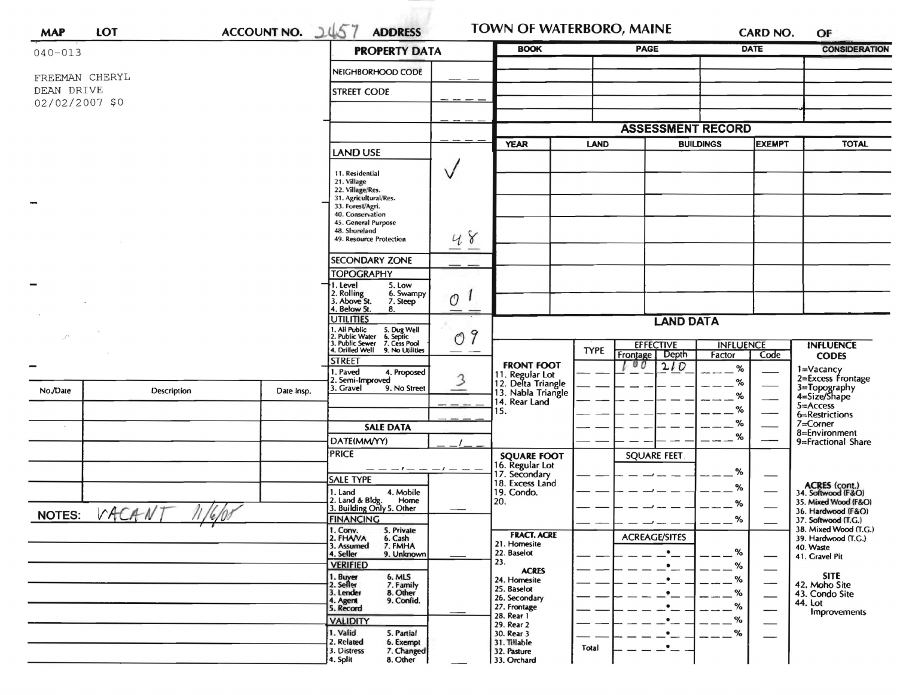MAP LOT ACCOUNT NO. 2457 ADDRESS TOWN OF WATERBORO, MAINE CARD NO. OF

040-013

FREEMAN CHERYL
DEAN DRIVE
02/02/2007 $0

## PROPERTY DATA

| | |
|---|---|
| NEIGHBORHOOD CODE | |
| STREET CODE | |
| | |
| | |

| BOOK | PAGE | DATE | CONSIDERATION |
|---|---|---|---|
| | | | |
| | | | |
| | | | |

## ASSESSMENT RECORD

| YEAR | LAND | BUILDINGS | EXEMPT | TOTAL |
|---|---|---|---|---|
| | | | | |
| | | | | |
| | | | | |
| | | | | |
| | | | | |
| | | | | |
| | | | | |

**LAND USE** ✓

11. Residential
21. Village
22. Village/Res.
31. Agricultural/Res.
33. Forest/Agri.
40. Conservation
45. General Purpose
48. Shoreland
49. Resource Protection

48

**SECONDARY ZONE**

**TOPOGRAPHY** 01

1. Level 5. Low
2. Rolling 6. Swampy
3. Above St. 7. Steep
4. Below St. 8.

**UTILITIES** 09

1. All Public 5. Dug Well
2. Public Water 6. Septic
3. Public Sewer 7. Cess Pool
4. Drilled Well 9. No Utilities

**STREET** 3

1. Paved 4. Proposed
2. Semi-Improved
3. Gravel 9. No Street

**SALE DATA**

DATE(MM/YY)

PRICE

**SALE TYPE**

1. Land 4. Mobile Home
2. Land & Bldg.
3. Building Only 5. Other

**FINANCING**

1. Conv. 5. Private
2. FHA/VA 6. Cash
3. Assumed 7. FMHA
4. Seller 9. Unknown

**VERIFIED**

1. Buyer 6. MLS
2. Seller 7. Family
3. Lender 8. Other
4. Agent 9. Confid.
5. Record

**VALIDITY**

1. Valid 5. Partial
2. Related 6. Exempt
3. Distress 7. Changed
4. Split 8. Other

## LAND DATA

| | TYPE | EFFECTIVE Frontage | EFFECTIVE Depth | INFLUENCE Factor | INFLUENCE Code |
|---|---|---|---|---|---|
| **FRONT FOOT** | | 100 | 210 | % | |
| 11. Regular Lot | | | | % | |
| 12. Delta Triangle | | | | % | |
| 13. Nabla Triangle | | | | % | |
| 14. Rear Land | | | | % | |
| 15. | | | | % | |
| **SQUARE FOOT** | | SQUARE FEET | | | |
| 16. Regular Lot | | | | % | |
| 17. Secondary | | | | % | |
| 18. Excess Land | | | | % | |
| 19. Condo. | | | | % | |
| 20. | | | | | |
| **FRACT. ACRE** | | ACREAGE/SITES | | | |
| 21. Homesite | | | | % | |
| 22. Baselot | | | | % | |
| 23. | | | | % | |
| **ACRES** | | | | | |
| 24. Homesite | | | | % | |
| 25. Baselot | | | | % | |
| 26. Secondary | | | | % | |
| 27. Frontage | | | | % | |
| 28. Rear 1 | | | | % | |
| 29. Rear 2 | | | | % | |
| 30. Rear 3 | | | | | |
| 31. Tillable | Total | | | | |
| 32. Pasture | | | | | |
| 33. Orchard | | | | | |

**INFLUENCE CODES**

1=Vacancy
2=Excess Frontage
3=Topography
4=Size/Shape
5=Access
6=Restrictions
7=Corner
8=Environment
9=Fractional Share

**ACRES (cont.)**
34. Softwood (F&O)
35. Mixed Wood (F&O)
36. Hardwood (F&O)
37. Softwood (T.G.)
38. Mixed Wood (T.G.)
39. Hardwood (T.G.)
40. Waste
41. Gravel Pit

**SITE**
42. Moho Site
43. Condo Site
44. Lot Improvements

| No./Date | Description | Date Insp. |
|---|---|---|
| | | |
| | | |
| | | |
| | | |
| | | |

NOTES: VACANT 11/6/01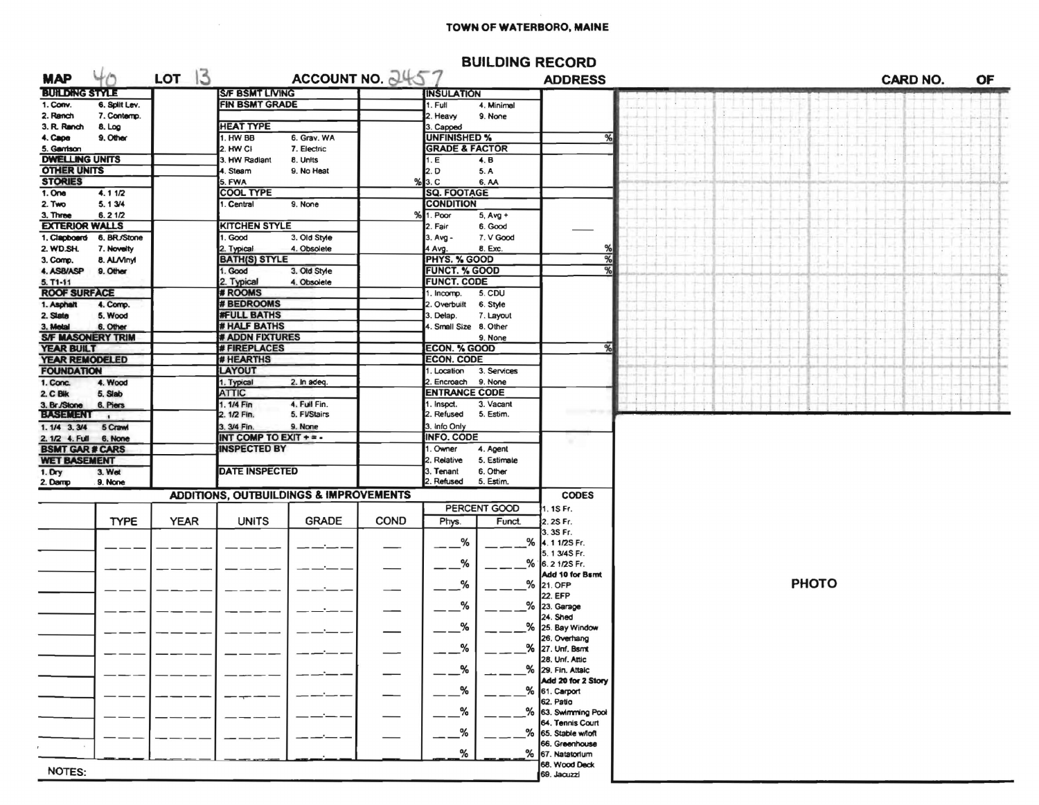TOWN OF WATERBORO, MAINE

# BUILDING RECORD

MAP 40 LOT 13 ACCOUNT NO. 2457 ADDRESS CARD NO. OF

| | | | | | | |
|---|---|---|---|---|---|---|
| **BUILDING STYLE** | | **S/F BSMT LIVING** | | **INSULATION** | | |
| 1. Conv. 6. Split Lev. | | **FIN BSMT GRADE** | | 1. Full 4. Minimal | | |
| 2. Ranch 7. Contemp. | | | | 2. Heavy 9. None | | |
| 3. R. Ranch 8. Log | | **HEAT TYPE** | | 3. Capped | | |
| 4. Cape 9. Other | | 1. HW BB 6. Grav. WA | | **UNFINISHED %** | | % |
| 5. Garrison | | 2. HW CI 7. Electric | | **GRADE & FACTOR** | | |
| **DWELLING UNITS** | | 3. HW Radiant 8. Units | | 1. E 4. B | | |
| **OTHER UNITS** | | 4. Steam 9. No Heat | | 2. D 5. A | | |
| **STORIES** | | 5. FWA | % | 3. C 6. AA | | |
| 1. One 4. 1 1/2 | | **COOL TYPE** | | **SQ. FOOTAGE** | | |
| 2. Two 5. 1 3/4 | | 1. Central 9. None | | **CONDITION** | | |
| 3. Three 6. 2 1/2 | | | % | 1. Poor 5. Avg + | | |
| **EXTERIOR WALLS** | | **KITCHEN STYLE** | | 2. Fair 6. Good | | |
| 1. Clapboard 6. BR./Stone | | 1. Good 3. Old Style | | 3. Avg - 7. V Good | | |
| 2. WD.SH. 7. Novelty | | 2. Typical 4. Obsolete | | 4 Avg. 8. Exc. | | % |
| 3. Comp. 8. AL/Vinyl | | **BATH(S) STYLE** | | **PHYS. % GOOD** | | % |
| 4. ASB/ASP 9. Other | | 1. Good 3. Old Style | | **FUNCT. % GOOD** | | % |
| 5. T1-11 | | 2. Typical 4. Obsolete | | **FUNCT. CODE** | | |
| **ROOF SURFACE** | | **# ROOMS** | | 1. Incomp. 5. CDU | | |
| 1. Asphalt 4. Comp. | | **# BEDROOMS** | | 2. Overbuilt 6. Style | | |
| 2. Slate 5. Wood | | **#FULL BATHS** | | 3. Delap. 7. Layout | | |
| 3. Metal 6. Other | | **# HALF BATHS** | | 4. Small Size 8. Other | | |
| **S/F MASONERY TRIM** | | **# ADDN FIXTURES** | | 9. None | | |
| **YEAR BUILT** | | **# FIREPLACES** | | **ECON. % GOOD** | | % |
| **YEAR REMODELED** | | **# HEARTHS** | | **ECON. CODE** | | |
| **FOUNDATION** | | **LAYOUT** | | 1. Location 3. Services | | |
| 1. Conc. 4. Wood | | 1. Typical 2. In adeq. | | 2. Encroach 9. None | | |
| 2. C Blk 5. Slab | | **ATTIC** | | **ENTRANCE CODE** | | |
| 3. Br./Stone 6. Piers | | 1. 1/4 Fin 4. Full Fin. | | 1. Inspct. 3. Vacant | | |
| **BASEMENT** | | 2. 1/2 Fin. 5. Fl/Stairs | | 2. Refused 5. Estim. | | |
| 1. 1/4 3. 3/4 5 Crawl | | 3. 3/4 Fin. 9. None | | 3. Info Only | | |
| 2. 1/2 4. Full 6. None | | **INT COMP TO EXIT + = -** | | **INFO. CODE** | | |
| **BSMT GAR # CARS** | | **INSPECTED BY** | | 1. Owner 4. Agent | | |
| **WET BASEMENT** | | | | 2. Relative 5. Estimate | | |
| 1. Dry 3. Wet | | **DATE INSPECTED** | | 3. Tenant 6. Other | | |
| 2. Damp 9. None | | | | 2. Refused 5. Estim. | | |

## ADDITIONS, OUTBUILDINGS & IMPROVEMENTS

| | TYPE | YEAR | UNITS | GRADE | COND | PERCENT GOOD Phys. | Funct. |
|---|---|---|---|---|---|---|---|
| | | | | | | % | % |
| | | | | | | % | % |
| | | | | | | % | % |
| | | | | | | % | % |
| | | | | | | % | % |
| | | | | | | % | % |
| | | | | | | % | % |
| | | | | | | % | % |
| | | | | | | % | % |
| | | | | | | % | % |
| | | | | | | % | % |

**CODES**

1. 1S Fr.
2. 2S Fr.
3. 3S Fr.
4. 1 1/2S Fr.
5. 1 3/4S Fr.
6. 2 1/2S Fr.

**Add 10 for Bsmt**

21. OFP
22. EFP
23. Garage
24. Shed
25. Bay Window
26. Overhang
27. Unf. Bsmt
28. Unf. Attic
29. Fin. Attaic

**Add 20 for 2 Story**

61. Carport
62. Patio
63. Swimming Pool
64. Tennis Court
65. Stable w/loft
66. Greenhouse
67. Natatorium
68. Wood Deck
69. Jacuzzi

NOTES:

PHOTO